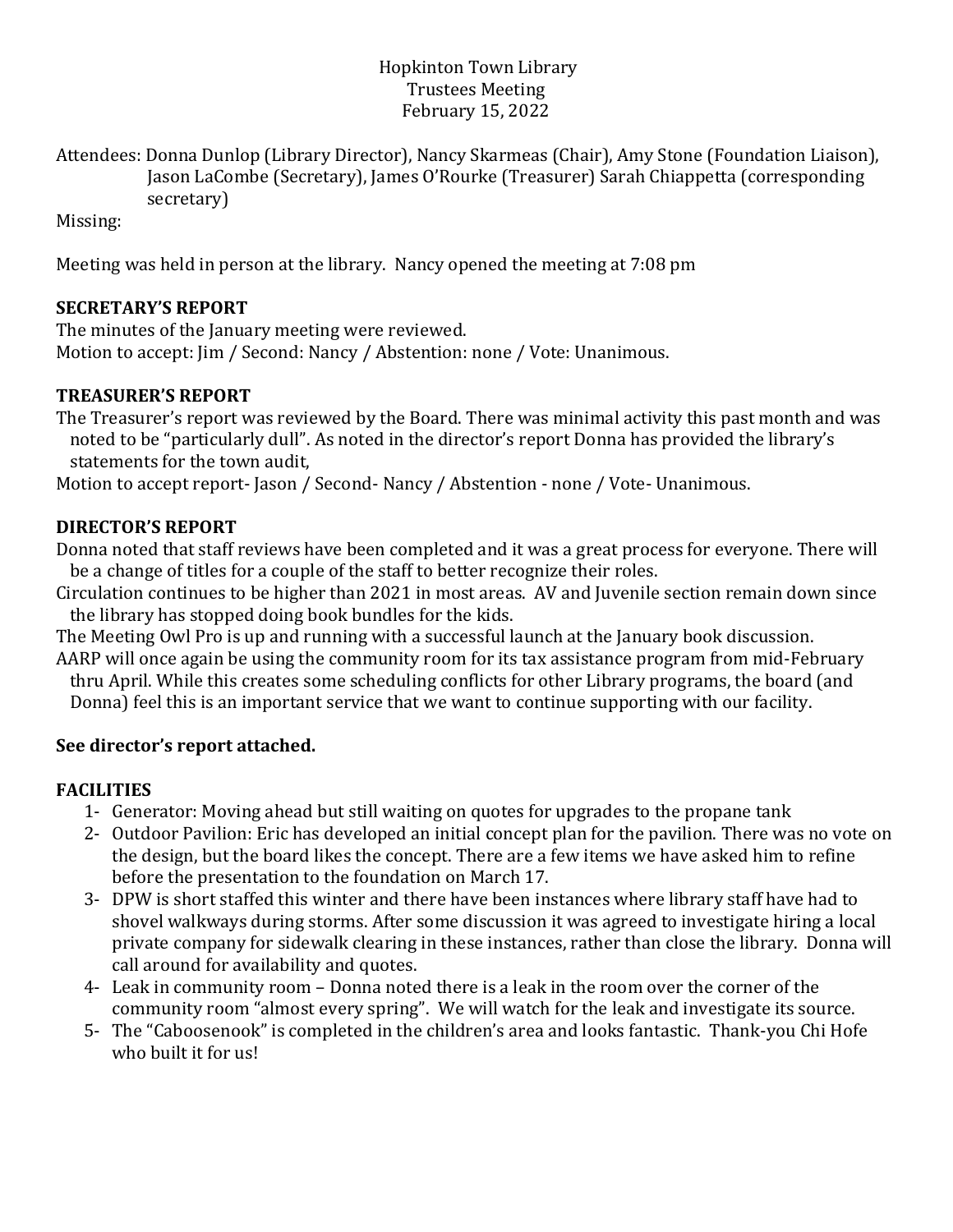Hopkinton Town Library
Trustees Meeting
February 15, 2022

Attendees: Donna Dunlop (Library Director), Nancy Skarmeas (Chair), Amy Stone (Foundation Liaison), Jason LaCombe (Secretary), James O'Rourke (Treasurer) Sarah Chiappetta (corresponding secretary)

Missing:

Meeting was held in person at the library. Nancy opened the meeting at 7:08 pm

**SECRETARY'S REPORT**

The minutes of the January meeting were reviewed.
Motion to accept: Jim / Second: Nancy / Abstention: none / Vote: Unanimous.

**TREASURER'S REPORT**

The Treasurer's report was reviewed by the Board. There was minimal activity this past month and was noted to be "particularly dull". As noted in the director's report Donna has provided the library's statements for the town audit,

Motion to accept report- Jason / Second- Nancy / Abstention - none / Vote- Unanimous.

**DIRECTOR'S REPORT**

Donna noted that staff reviews have been completed and it was a great process for everyone. There will be a change of titles for a couple of the staff to better recognize their roles.

Circulation continues to be higher than 2021 in most areas. AV and Juvenile section remain down since the library has stopped doing book bundles for the kids.

The Meeting Owl Pro is up and running with a successful launch at the January book discussion.

AARP will once again be using the community room for its tax assistance program from mid-February thru April. While this creates some scheduling conflicts for other Library programs, the board (and Donna) feel this is an important service that we want to continue supporting with our facility.

**See director's report attached.**

**FACILITIES**

1- Generator: Moving ahead but still waiting on quotes for upgrades to the propane tank
2- Outdoor Pavilion: Eric has developed an initial concept plan for the pavilion. There was no vote on the design, but the board likes the concept. There are a few items we have asked him to refine before the presentation to the foundation on March 17.
3- DPW is short staffed this winter and there have been instances where library staff have had to shovel walkways during storms. After some discussion it was agreed to investigate hiring a local private company for sidewalk clearing in these instances, rather than close the library. Donna will call around for availability and quotes.
4- Leak in community room – Donna noted there is a leak in the room over the corner of the community room "almost every spring". We will watch for the leak and investigate its source.
5- The "Caboosenook" is completed in the children's area and looks fantastic. Thank-you Chi Hofe who built it for us!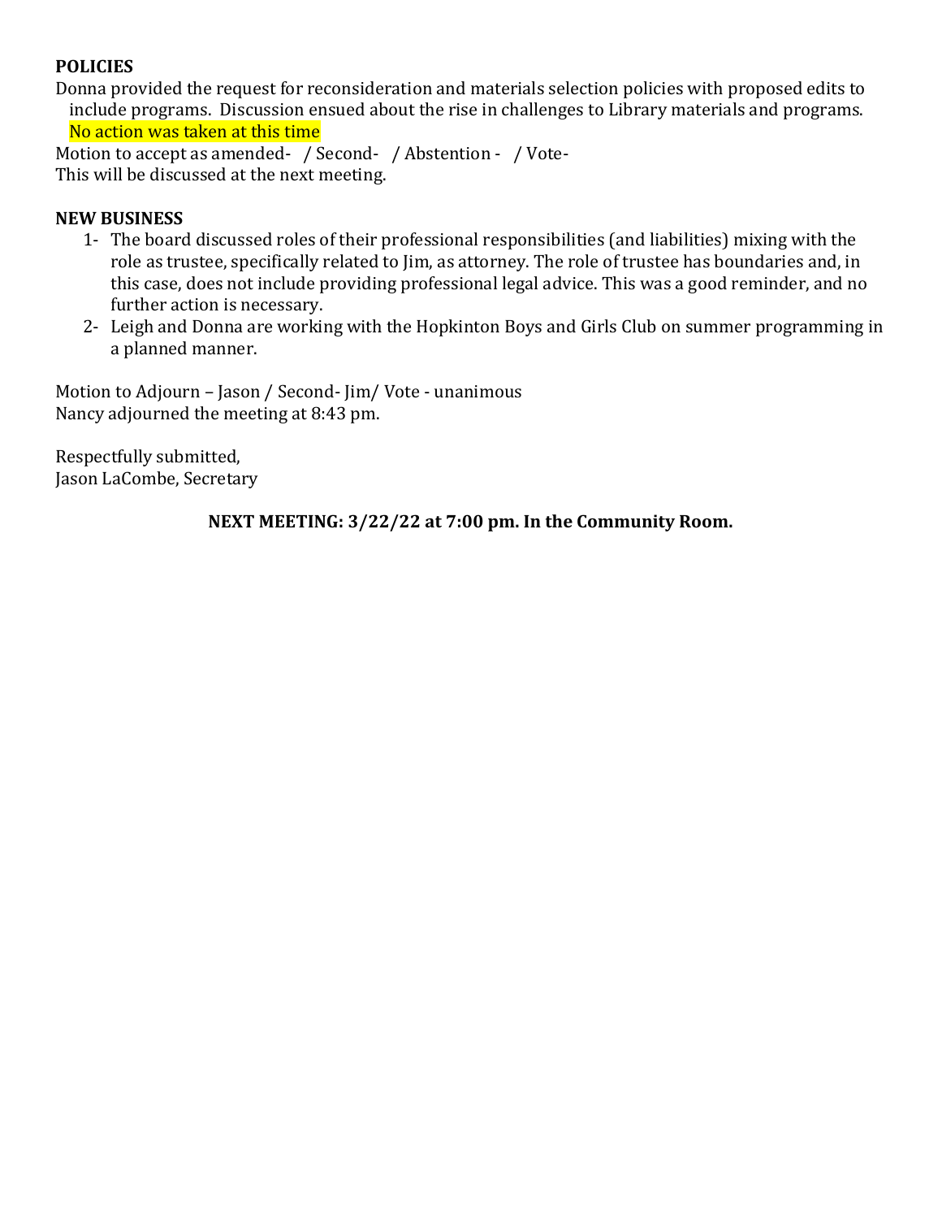**POLICIES**

Donna provided the request for reconsideration and materials selection policies with proposed edits to include programs. Discussion ensued about the rise in challenges to Library materials and programs. No action was taken at this time

Motion to accept as amended- / Second- / Abstention - / Vote-

This will be discussed at the next meeting.

**NEW BUSINESS**

1- The board discussed roles of their professional responsibilities (and liabilities) mixing with the role as trustee, specifically related to Jim, as attorney. The role of trustee has boundaries and, in this case, does not include providing professional legal advice. This was a good reminder, and no further action is necessary.
2- Leigh and Donna are working with the Hopkinton Boys and Girls Club on summer programming in a planned manner.

Motion to Adjourn – Jason / Second- Jim/ Vote - unanimous

Nancy adjourned the meeting at 8:43 pm.

Respectfully submitted,

Jason LaCombe, Secretary

**NEXT MEETING: 3/22/22 at 7:00 pm. In the Community Room.**